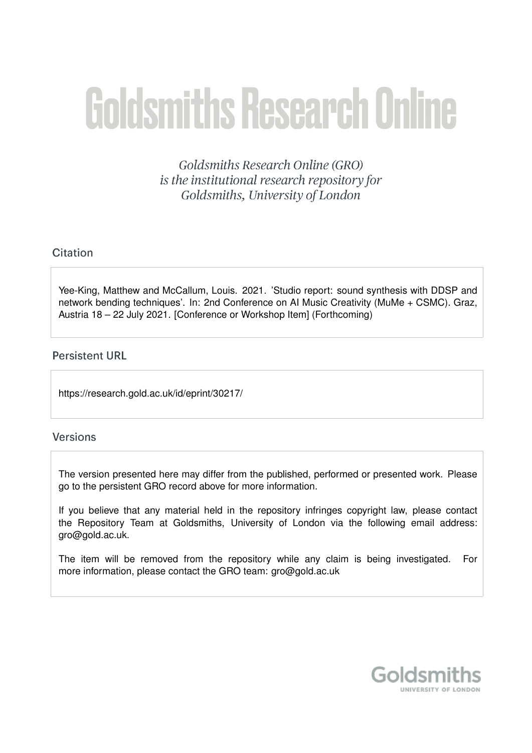# Goldsmiths Research Online

*Goldsmiths Research Online (GRO) is the institutional research repository for Goldsmiths, University of London*

## Citation

Yee-King, Matthew and McCallum, Louis. 2021. 'Studio report: sound synthesis with DDSP and network bending techniques'. In: 2nd Conference on AI Music Creativity (MuMe + CSMC). Graz, Austria 18 – 22 July 2021. [Conference or Workshop Item] (Forthcoming)

## Persistent URL

https://research.gold.ac.uk/id/eprint/30217/

## Versions

The version presented here may differ from the published, performed or presented work. Please go to the persistent GRO record above for more information.

If you believe that any material held in the repository infringes copyright law, please contact the Repository Team at Goldsmiths, University of London via the following email address: gro@gold.ac.uk.

The item will be removed from the repository while any claim is being investigated. For more information, please contact the GRO team: gro@gold.ac.uk

Goldsmiths
UNIVERSITY OF LONDON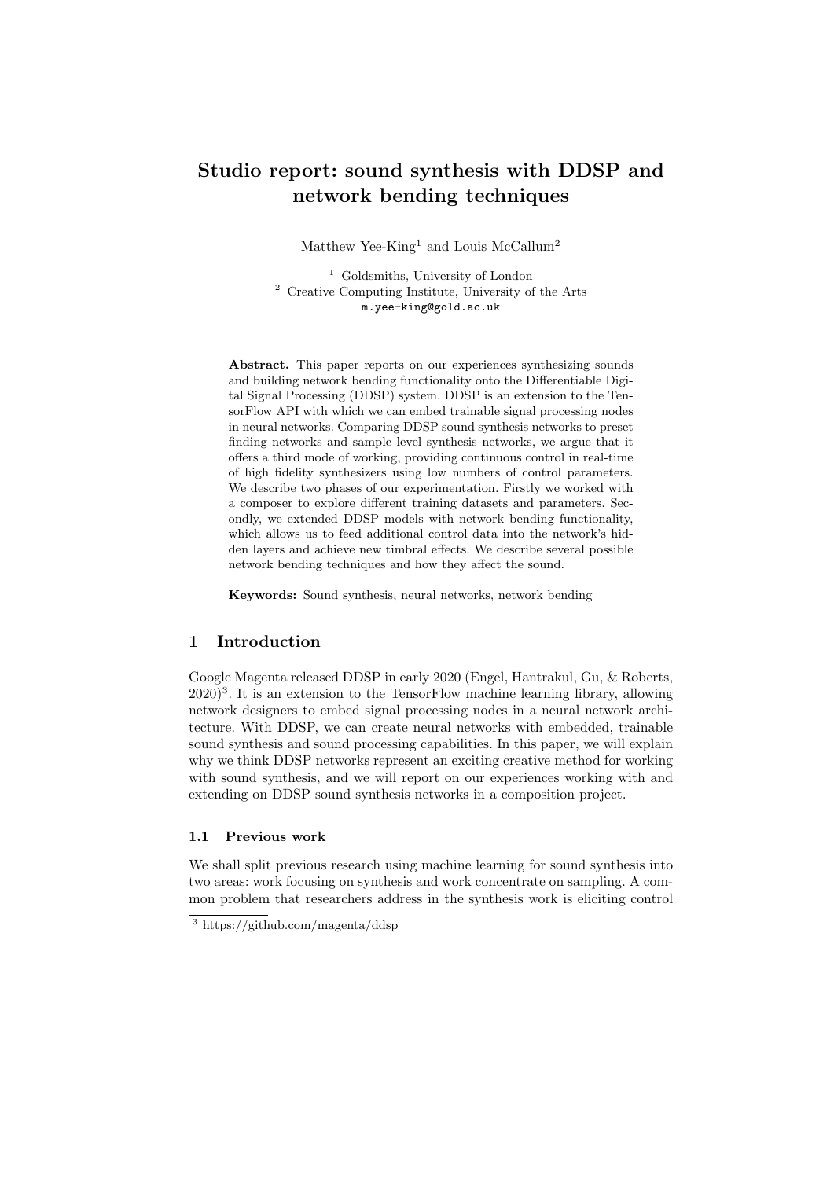# Studio report: sound synthesis with DDSP and network bending techniques

Matthew Yee-King[1] and Louis McCallum[2]

[1] Goldsmiths, University of London
[2] Creative Computing Institute, University of the Arts
m.yee-king@gold.ac.uk

**Abstract.** This paper reports on our experiences synthesizing sounds and building network bending functionality onto the Differentiable Digital Signal Processing (DDSP) system. DDSP is an extension to the TensorFlow API with which we can embed trainable signal processing nodes in neural networks. Comparing DDSP sound synthesis networks to preset finding networks and sample level synthesis networks, we argue that it offers a third mode of working, providing continuous control in real-time of high fidelity synthesizers using low numbers of control parameters. We describe two phases of our experimentation. Firstly we worked with a composer to explore different training datasets and parameters. Secondly, we extended DDSP models with network bending functionality, which allows us to feed additional control data into the network's hidden layers and achieve new timbral effects. We describe several possible network bending techniques and how they affect the sound.

**Keywords:** Sound synthesis, neural networks, network bending

## 1 Introduction

Google Magenta released DDSP in early 2020 (Engel, Hantrakul, Gu, & Roberts, 2020)[3]. It is an extension to the TensorFlow machine learning library, allowing network designers to embed signal processing nodes in a neural network architecture. With DDSP, we can create neural networks with embedded, trainable sound synthesis and sound processing capabilities. In this paper, we will explain why we think DDSP networks represent an exciting creative method for working with sound synthesis, and we will report on our experiences working with and extending on DDSP sound synthesis networks in a composition project.

### 1.1 Previous work

We shall split previous research using machine learning for sound synthesis into two areas: work focusing on synthesis and work concentrate on sampling. A common problem that researchers address in the synthesis work is eliciting control

[3] https://github.com/magenta/ddsp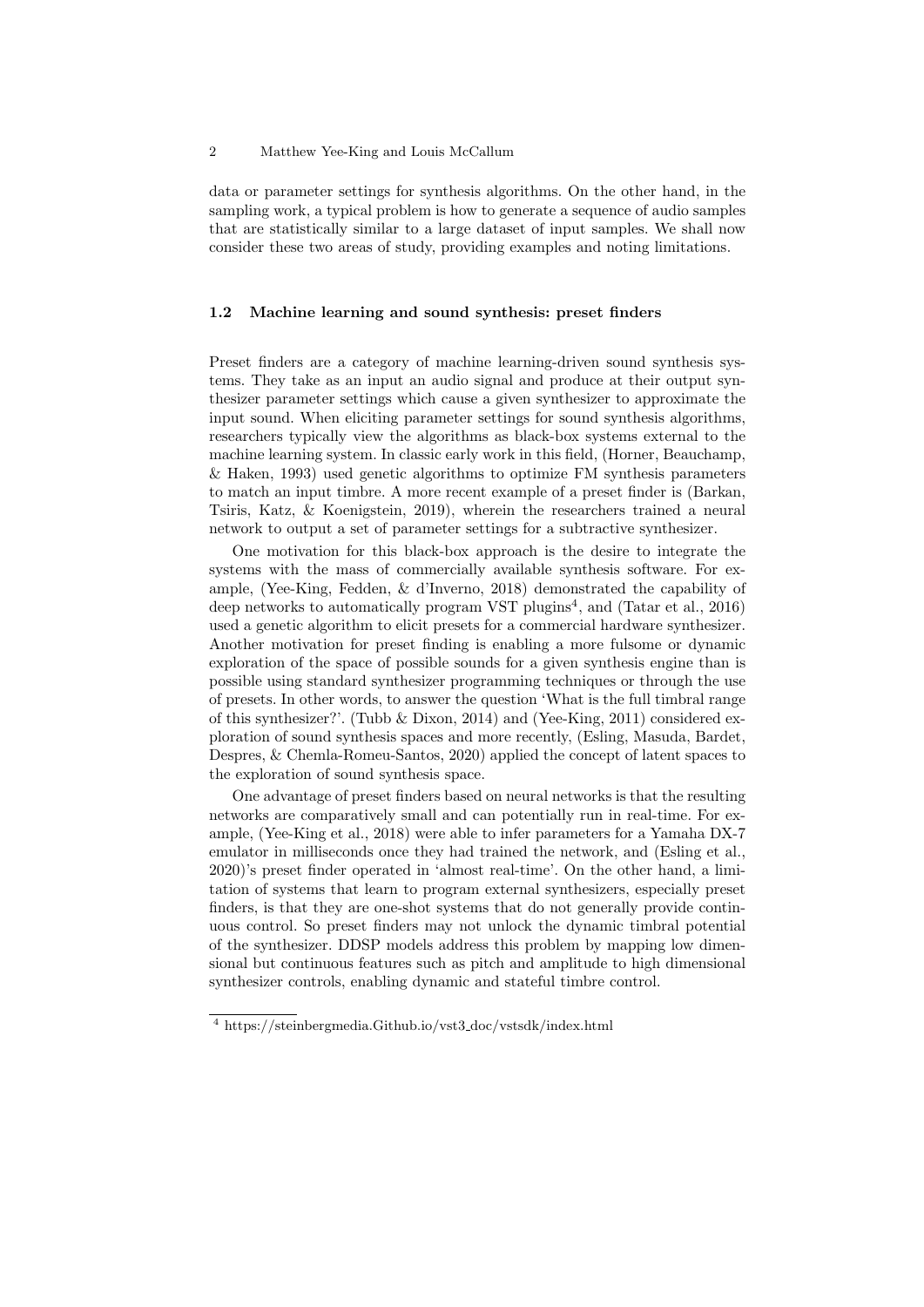data or parameter settings for synthesis algorithms. On the other hand, in the sampling work, a typical problem is how to generate a sequence of audio samples that are statistically similar to a large dataset of input samples. We shall now consider these two areas of study, providing examples and noting limitations.

### 1.2 Machine learning and sound synthesis: preset finders

Preset finders are a category of machine learning-driven sound synthesis systems. They take as an input an audio signal and produce at their output synthesizer parameter settings which cause a given synthesizer to approximate the input sound. When eliciting parameter settings for sound synthesis algorithms, researchers typically view the algorithms as black-box systems external to the machine learning system. In classic early work in this field, (Horner, Beauchamp, & Haken, 1993) used genetic algorithms to optimize FM synthesis parameters to match an input timbre. A more recent example of a preset finder is (Barkan, Tsiris, Katz, & Koenigstein, 2019), wherein the researchers trained a neural network to output a set of parameter settings for a subtractive synthesizer.

One motivation for this black-box approach is the desire to integrate the systems with the mass of commercially available synthesis software. For example, (Yee-King, Fedden, & d'Inverno, 2018) demonstrated the capability of deep networks to automatically program VST plugins[4], and (Tatar et al., 2016) used a genetic algorithm to elicit presets for a commercial hardware synthesizer. Another motivation for preset finding is enabling a more fulsome or dynamic exploration of the space of possible sounds for a given synthesis engine than is possible using standard synthesizer programming techniques or through the use of presets. In other words, to answer the question 'What is the full timbral range of this synthesizer?'. (Tubb & Dixon, 2014) and (Yee-King, 2011) considered exploration of sound synthesis spaces and more recently, (Esling, Masuda, Bardet, Despres, & Chemla-Romeu-Santos, 2020) applied the concept of latent spaces to the exploration of sound synthesis space.

One advantage of preset finders based on neural networks is that the resulting networks are comparatively small and can potentially run in real-time. For example, (Yee-King et al., 2018) were able to infer parameters for a Yamaha DX-7 emulator in milliseconds once they had trained the network, and (Esling et al., 2020)'s preset finder operated in 'almost real-time'. On the other hand, a limitation of systems that learn to program external synthesizers, especially preset finders, is that they are one-shot systems that do not generally provide continuous control. So preset finders may not unlock the dynamic timbral potential of the synthesizer. DDSP models address this problem by mapping low dimensional but continuous features such as pitch and amplitude to high dimensional synthesizer controls, enabling dynamic and stateful timbre control.

[4] https://steinbergmedia.Github.io/vst3_doc/vstsdk/index.html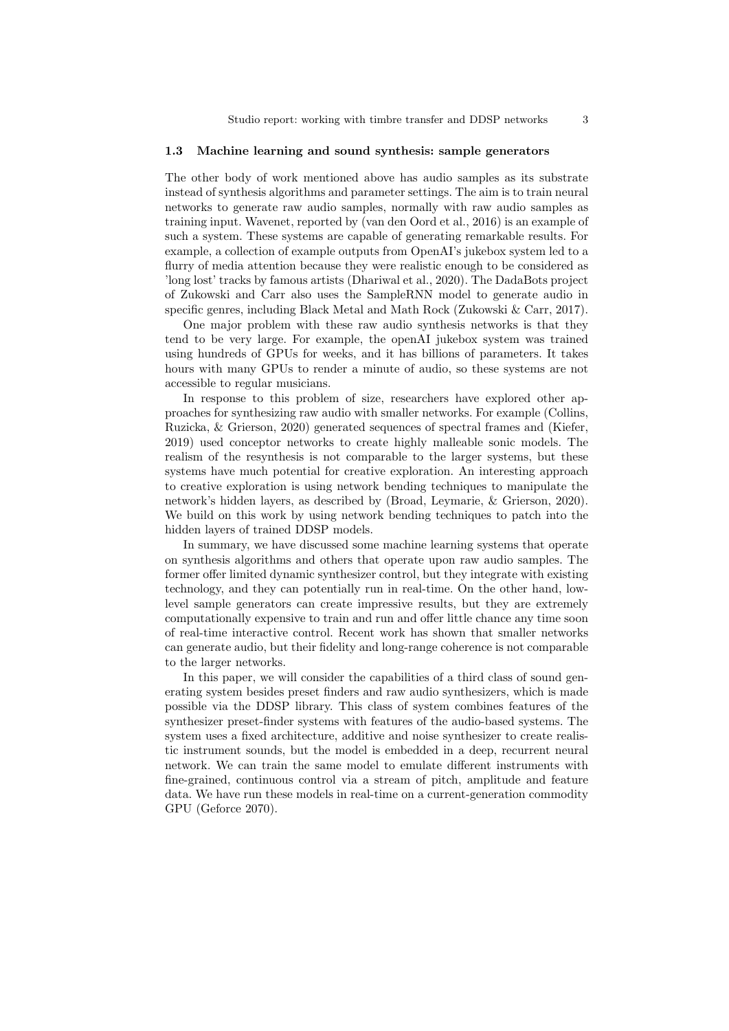### 1.3 Machine learning and sound synthesis: sample generators

The other body of work mentioned above has audio samples as its substrate instead of synthesis algorithms and parameter settings. The aim is to train neural networks to generate raw audio samples, normally with raw audio samples as training input. Wavenet, reported by (van den Oord et al., 2016) is an example of such a system. These systems are capable of generating remarkable results. For example, a collection of example outputs from OpenAI's jukebox system led to a flurry of media attention because they were realistic enough to be considered as 'long lost' tracks by famous artists (Dhariwal et al., 2020). The DadaBots project of Zukowski and Carr also uses the SampleRNN model to generate audio in specific genres, including Black Metal and Math Rock (Zukowski & Carr, 2017).

One major problem with these raw audio synthesis networks is that they tend to be very large. For example, the openAI jukebox system was trained using hundreds of GPUs for weeks, and it has billions of parameters. It takes hours with many GPUs to render a minute of audio, so these systems are not accessible to regular musicians.

In response to this problem of size, researchers have explored other approaches for synthesizing raw audio with smaller networks. For example (Collins, Ruzicka, & Grierson, 2020) generated sequences of spectral frames and (Kiefer, 2019) used conceptor networks to create highly malleable sonic models. The realism of the resynthesis is not comparable to the larger systems, but these systems have much potential for creative exploration. An interesting approach to creative exploration is using network bending techniques to manipulate the network's hidden layers, as described by (Broad, Leymarie, & Grierson, 2020). We build on this work by using network bending techniques to patch into the hidden layers of trained DDSP models.

In summary, we have discussed some machine learning systems that operate on synthesis algorithms and others that operate upon raw audio samples. The former offer limited dynamic synthesizer control, but they integrate with existing technology, and they can potentially run in real-time. On the other hand, low-level sample generators can create impressive results, but they are extremely computationally expensive to train and run and offer little chance any time soon of real-time interactive control. Recent work has shown that smaller networks can generate audio, but their fidelity and long-range coherence is not comparable to the larger networks.

In this paper, we will consider the capabilities of a third class of sound generating system besides preset finders and raw audio synthesizers, which is made possible via the DDSP library. This class of system combines features of the synthesizer preset-finder systems with features of the audio-based systems. The system uses a fixed architecture, additive and noise synthesizer to create realistic instrument sounds, but the model is embedded in a deep, recurrent neural network. We can train the same model to emulate different instruments with fine-grained, continuous control via a stream of pitch, amplitude and feature data. We have run these models in real-time on a current-generation commodity GPU (Geforce 2070).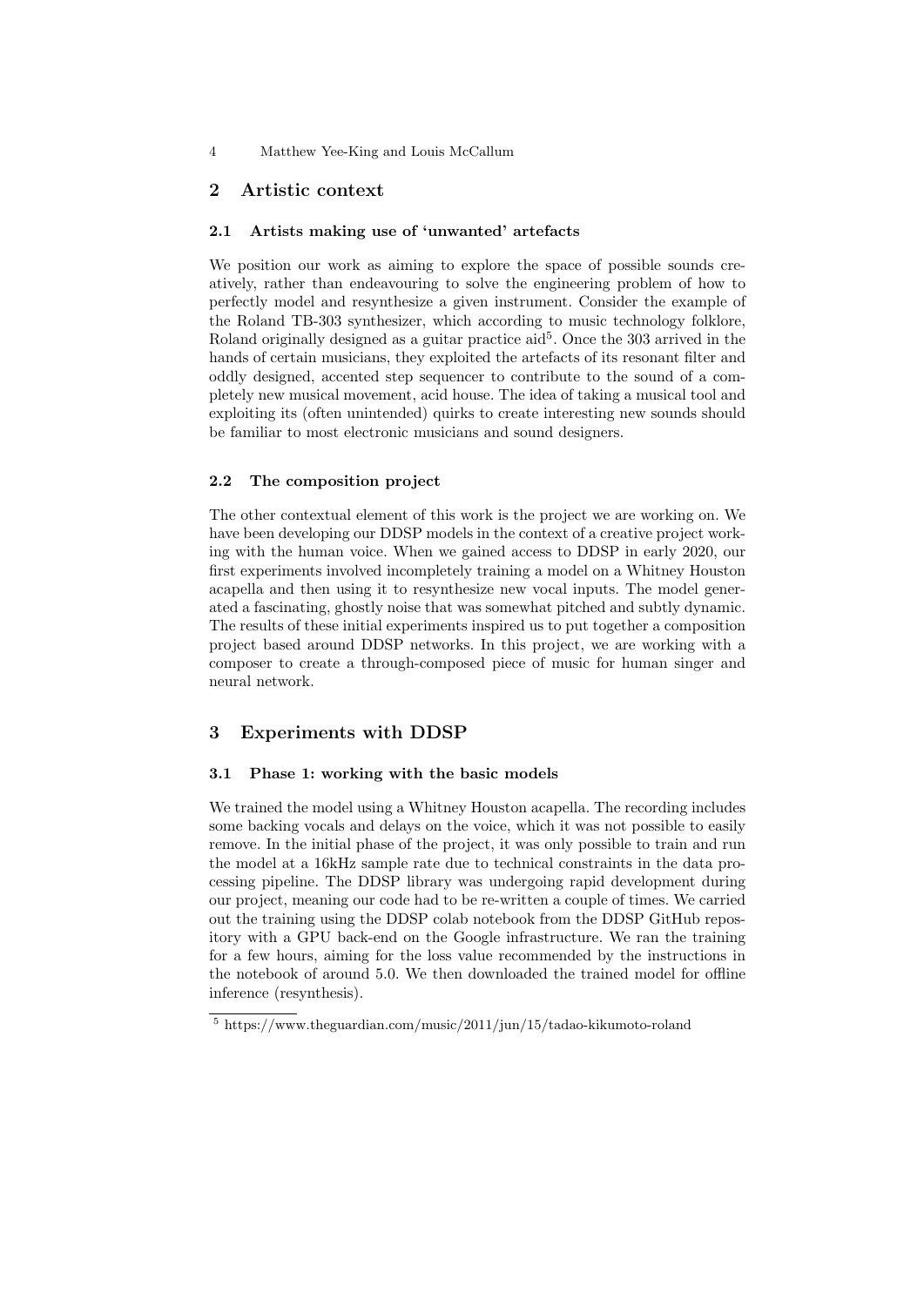## 2 Artistic context

### 2.1 Artists making use of 'unwanted' artefacts

We position our work as aiming to explore the space of possible sounds creatively, rather than endeavouring to solve the engineering problem of how to perfectly model and resynthesize a given instrument. Consider the example of the Roland TB-303 synthesizer, which according to music technology folklore, Roland originally designed as a guitar practice aid[5]. Once the 303 arrived in the hands of certain musicians, they exploited the artefacts of its resonant filter and oddly designed, accented step sequencer to contribute to the sound of a completely new musical movement, acid house. The idea of taking a musical tool and exploiting its (often unintended) quirks to create interesting new sounds should be familiar to most electronic musicians and sound designers.

### 2.2 The composition project

The other contextual element of this work is the project we are working on. We have been developing our DDSP models in the context of a creative project working with the human voice. When we gained access to DDSP in early 2020, our first experiments involved incompletely training a model on a Whitney Houston acapella and then using it to resynthesize new vocal inputs. The model generated a fascinating, ghostly noise that was somewhat pitched and subtly dynamic. The results of these initial experiments inspired us to put together a composition project based around DDSP networks. In this project, we are working with a composer to create a through-composed piece of music for human singer and neural network.

## 3 Experiments with DDSP

### 3.1 Phase 1: working with the basic models

We trained the model using a Whitney Houston acapella. The recording includes some backing vocals and delays on the voice, which it was not possible to easily remove. In the initial phase of the project, it was only possible to train and run the model at a 16kHz sample rate due to technical constraints in the data processing pipeline. The DDSP library was undergoing rapid development during our project, meaning our code had to be re-written a couple of times. We carried out the training using the DDSP colab notebook from the DDSP GitHub repository with a GPU back-end on the Google infrastructure. We ran the training for a few hours, aiming for the loss value recommended by the instructions in the notebook of around 5.0. We then downloaded the trained model for offline inference (resynthesis).

[5] https://www.theguardian.com/music/2011/jun/15/tadao-kikumoto-roland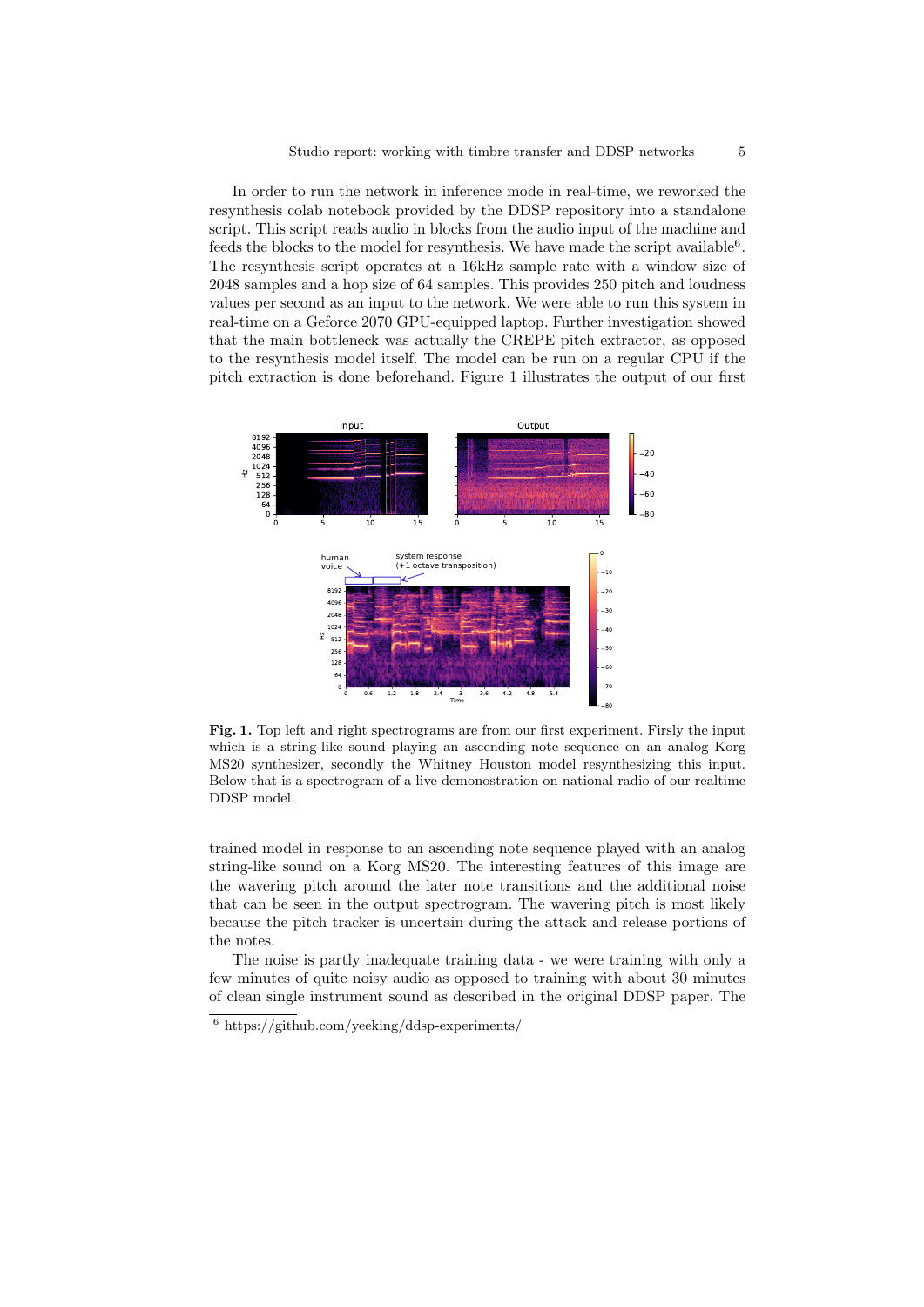In order to run the network in inference mode in real-time, we reworked the resynthesis colab notebook provided by the DDSP repository into a standalone script. This script reads audio in blocks from the audio input of the machine and feeds the blocks to the model for resynthesis. We have made the script available[6]. The resynthesis script operates at a 16kHz sample rate with a window size of 2048 samples and a hop size of 64 samples. This provides 250 pitch and loudness values per second as an input to the network. We were able to run this system in real-time on a Geforce 2070 GPU-equipped laptop. Further investigation showed that the main bottleneck was actually the CREPE pitch extractor, as opposed to the resynthesis model itself. The model can be run on a regular CPU if the pitch extraction is done beforehand. Figure 1 illustrates the output of our first trained model in response to an ascending note sequence played with an analog string-like sound on a Korg MS20. The interesting features of this image are the wavering pitch around the later note transitions and the additional noise that can be seen in the output spectrogram. The wavering pitch is most likely because the pitch tracker is uncertain during the attack and release portions of the notes.

**Fig. 1.** Top left and right spectrograms are from our first experiment. Firsly the input which is a string-like sound playing an ascending note sequence on an analog Korg MS20 synthesizer, secondly the Whitney Houston model resynthesizing this input. Below that is a spectrogram of a live demonostration on national radio of our realtime DDSP model.

The noise is partly inadequate training data - we were training with only a few minutes of quite noisy audio as opposed to training with about 30 minutes of clean single instrument sound as described in the original DDSP paper. The

[6] https://github.com/yeeking/ddsp-experiments/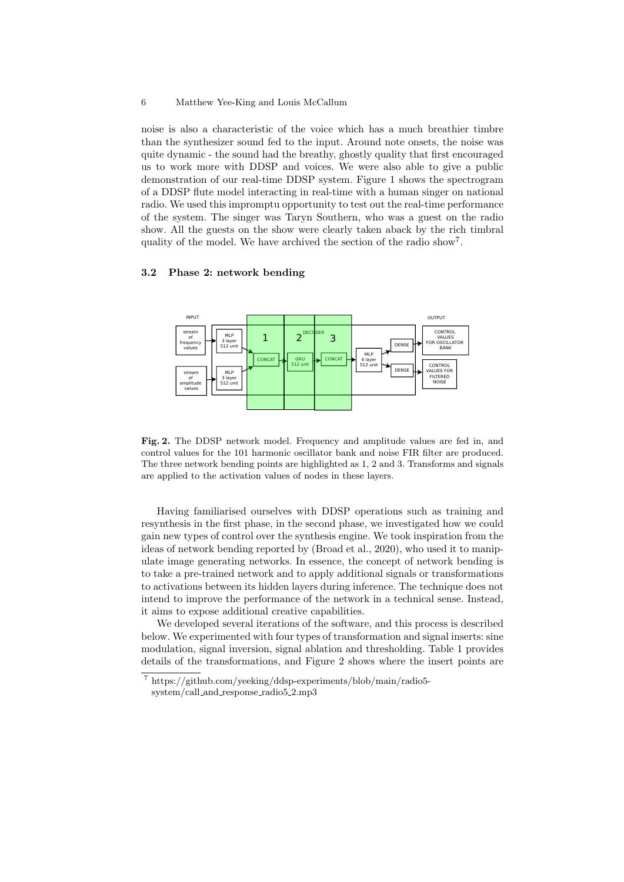noise is also a characteristic of the voice which has a much breathier timbre than the synthesizer sound fed to the input. Around note onsets, the noise was quite dynamic - the sound had the breathy, ghostly quality that first encouraged us to work more with DDSP and voices. We were also able to give a public demonstration of our real-time DDSP system. Figure 1 shows the spectrogram of a DDSP flute model interacting in real-time with a human singer on national radio. We used this impromptu opportunity to test out the real-time performance of the system. The singer was Taryn Southern, who was a guest on the radio show. All the guests on the show were clearly taken aback by the rich timbral quality of the model. We have archived the section of the radio show[7].

### 3.2 Phase 2: network bending

**Fig. 2.** The DDSP network model. Frequency and amplitude values are fed in, and control values for the 101 harmonic oscillator bank and noise FIR filter are produced. The three network bending points are highlighted as 1, 2 and 3. Transforms and signals are applied to the activation values of nodes in these layers.

Having familiarised ourselves with DDSP operations such as training and resynthesis in the first phase, in the second phase, we investigated how we could gain new types of control over the synthesis engine. We took inspiration from the ideas of network bending reported by (Broad et al., 2020), who used it to manipulate image generating networks. In essence, the concept of network bending is to take a pre-trained network and to apply additional signals or transformations to activations between its hidden layers during inference. The technique does not intend to improve the performance of the network in a technical sense. Instead, it aims to expose additional creative capabilities.

We developed several iterations of the software, and this process is described below. We experimented with four types of transformation and signal inserts: sine modulation, signal inversion, signal ablation and thresholding. Table 1 provides details of the transformations, and Figure 2 shows where the insert points are

[7] https://github.com/yeeking/ddsp-experiments/blob/main/radio5-system/call_and_response_radio5_2.mp3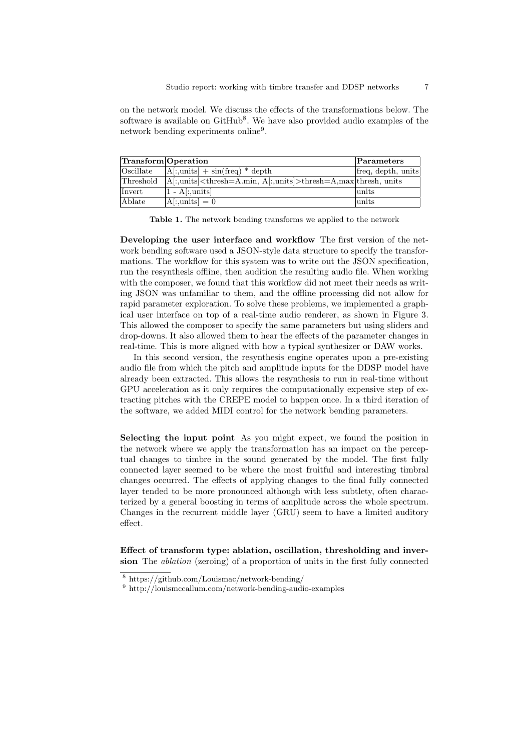on the network model. We discuss the effects of the transformations below. The software is available on GitHub[8]. We have also provided audio examples of the network bending experiments online[9].

| Transform | Operation | Parameters |
|---|---|---|
| Oscillate | A[:,units] + sin(freq) * depth | freq, depth, units |
| Threshold | A[:,units]<thresh=A.min, A[:,units]>thresh=A,max | thresh, units |
| Invert | 1 - A[:,units] | units |
| Ablate | A[:,units] = 0 | units |

**Table 1.** The network bending transforms we applied to the network

**Developing the user interface and workflow** The first version of the network bending software used a JSON-style data structure to specify the transformations. The workflow for this system was to write out the JSON specification, run the resynthesis offline, then audition the resulting audio file. When working with the composer, we found that this workflow did not meet their needs as writing JSON was unfamiliar to them, and the offline processing did not allow for rapid parameter exploration. To solve these problems, we implemented a graphical user interface on top of a real-time audio renderer, as shown in Figure 3. This allowed the composer to specify the same parameters but using sliders and drop-downs. It also allowed them to hear the effects of the parameter changes in real-time. This is more aligned with how a typical synthesizer or DAW works.

In this second version, the resynthesis engine operates upon a pre-existing audio file from which the pitch and amplitude inputs for the DDSP model have already been extracted. This allows the resynthesis to run in real-time without GPU acceleration as it only requires the computationally expensive step of extracting pitches with the CREPE model to happen once. In a third iteration of the software, we added MIDI control for the network bending parameters.

**Selecting the input point** As you might expect, we found the position in the network where we apply the transformation has an impact on the perceptual changes to timbre in the sound generated by the model. The first fully connected layer seemed to be where the most fruitful and interesting timbral changes occurred. The effects of applying changes to the final fully connected layer tended to be more pronounced although with less subtlety, often characterized by a general boosting in terms of amplitude across the whole spectrum. Changes in the recurrent middle layer (GRU) seem to have a limited auditory effect.

**Effect of transform type: ablation, oscillation, thresholding and inversion** The *ablation* (zeroing) of a proportion of units in the first fully connected

[8] https://github.com/Louismac/network-bending/

[9] http://louismccallum.com/network-bending-audio-examples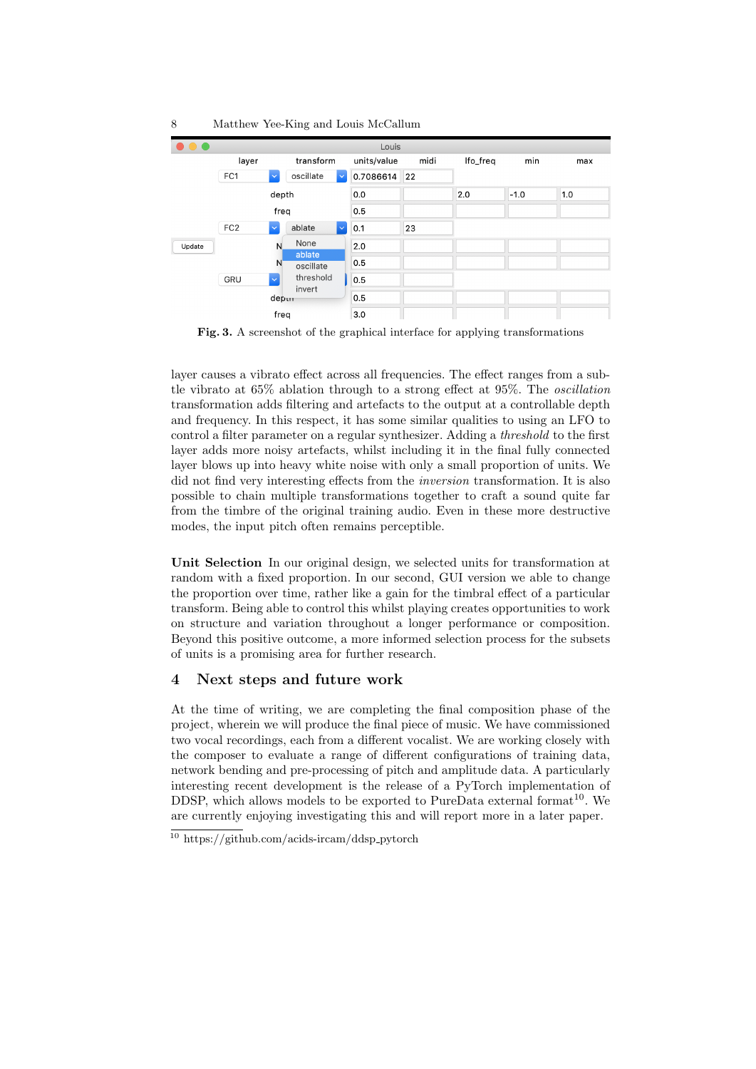**Fig. 3.** A screenshot of the graphical interface for applying transformations

layer causes a vibrato effect across all frequencies. The effect ranges from a subtle vibrato at 65% ablation through to a strong effect at 95%. The *oscillation* transformation adds filtering and artefacts to the output at a controllable depth and frequency. In this respect, it has some similar qualities to using an LFO to control a filter parameter on a regular synthesizer. Adding a *threshold* to the first layer adds more noisy artefacts, whilst including it in the final fully connected layer blows up into heavy white noise with only a small proportion of units. We did not find very interesting effects from the *inversion* transformation. It is also possible to chain multiple transformations together to craft a sound quite far from the timbre of the original training audio. Even in these more destructive modes, the input pitch often remains perceptible.

**Unit Selection** In our original design, we selected units for transformation at random with a fixed proportion. In our second, GUI version we able to change the proportion over time, rather like a gain for the timbral effect of a particular transform. Being able to control this whilst playing creates opportunities to work on structure and variation throughout a longer performance or composition. Beyond this positive outcome, a more informed selection process for the subsets of units is a promising area for further research.

## 4 Next steps and future work

At the time of writing, we are completing the final composition phase of the project, wherein we will produce the final piece of music. We have commissioned two vocal recordings, each from a different vocalist. We are working closely with the composer to evaluate a range of different configurations of training data, network bending and pre-processing of pitch and amplitude data. A particularly interesting recent development is the release of a PyTorch implementation of DDSP, which allows models to be exported to PureData external format[10]. We are currently enjoying investigating this and will report more in a later paper.

[10] https://github.com/acids-ircam/ddsp_pytorch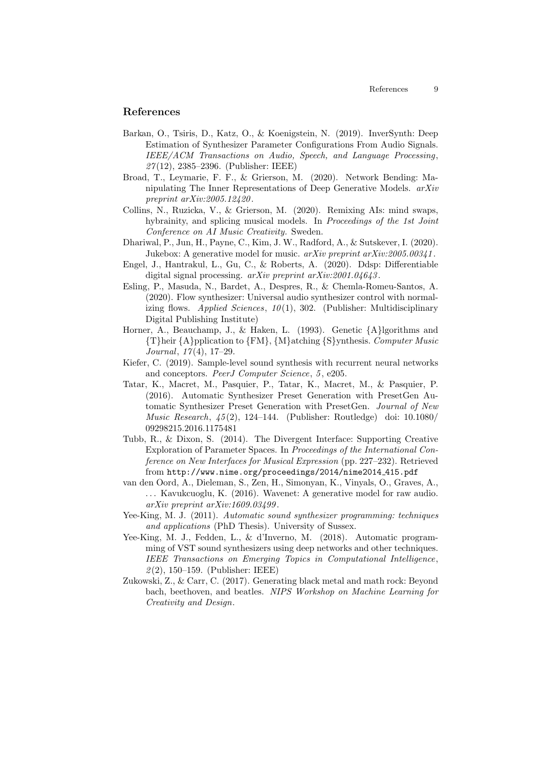## References

Barkan, O., Tsiris, D., Katz, O., & Koenigstein, N. (2019). InverSynth: Deep Estimation of Synthesizer Parameter Configurations From Audio Signals. *IEEE/ACM Transactions on Audio, Speech, and Language Processing*, *27*(12), 2385–2396. (Publisher: IEEE)

Broad, T., Leymarie, F. F., & Grierson, M. (2020). Network Bending: Manipulating The Inner Representations of Deep Generative Models. *arXiv preprint arXiv:2005.12420*.

Collins, N., Ruzicka, V., & Grierson, M. (2020). Remixing AIs: mind swaps, hybrainity, and splicing musical models. In *Proceedings of the 1st Joint Conference on AI Music Creativity*. Sweden.

Dhariwal, P., Jun, H., Payne, C., Kim, J. W., Radford, A., & Sutskever, I. (2020). Jukebox: A generative model for music. *arXiv preprint arXiv:2005.00341*.

Engel, J., Hantrakul, L., Gu, C., & Roberts, A. (2020). Ddsp: Differentiable digital signal processing. *arXiv preprint arXiv:2001.04643*.

Esling, P., Masuda, N., Bardet, A., Despres, R., & Chemla-Romeu-Santos, A. (2020). Flow synthesizer: Universal audio synthesizer control with normalizing flows. *Applied Sciences*, *10*(1), 302. (Publisher: Multidisciplinary Digital Publishing Institute)

Horner, A., Beauchamp, J., & Haken, L. (1993). Genetic {A}lgorithms and {T}heir {A}pplication to {FM}, {M}atching {S}ynthesis. *Computer Music Journal*, *17*(4), 17–29.

Kiefer, C. (2019). Sample-level sound synthesis with recurrent neural networks and conceptors. *PeerJ Computer Science*, *5*, e205.

Tatar, K., Macret, M., Pasquier, P., Tatar, K., Macret, M., & Pasquier, P. (2016). Automatic Synthesizer Preset Generation with PresetGen Automatic Synthesizer Preset Generation with PresetGen. *Journal of New Music Research*, *45*(2), 124–144. (Publisher: Routledge) doi: 10.1080/09298215.2016.1175481

Tubb, R., & Dixon, S. (2014). The Divergent Interface: Supporting Creative Exploration of Parameter Spaces. In *Proceedings of the International Conference on New Interfaces for Musical Expression* (pp. 227–232). Retrieved from `http://www.nime.org/proceedings/2014/nime2014_415.pdf`

van den Oord, A., Dieleman, S., Zen, H., Simonyan, K., Vinyals, O., Graves, A., ... Kavukcuoglu, K. (2016). Wavenet: A generative model for raw audio. *arXiv preprint arXiv:1609.03499*.

Yee-King, M. J. (2011). *Automatic sound synthesizer programming: techniques and applications* (PhD Thesis). University of Sussex.

Yee-King, M. J., Fedden, L., & d'Inverno, M. (2018). Automatic programming of VST sound synthesizers using deep networks and other techniques. *IEEE Transactions on Emerging Topics in Computational Intelligence*, *2*(2), 150–159. (Publisher: IEEE)

Zukowski, Z., & Carr, C. (2017). Generating black metal and math rock: Beyond bach, beethoven, and beatles. *NIPS Workshop on Machine Learning for Creativity and Design*.